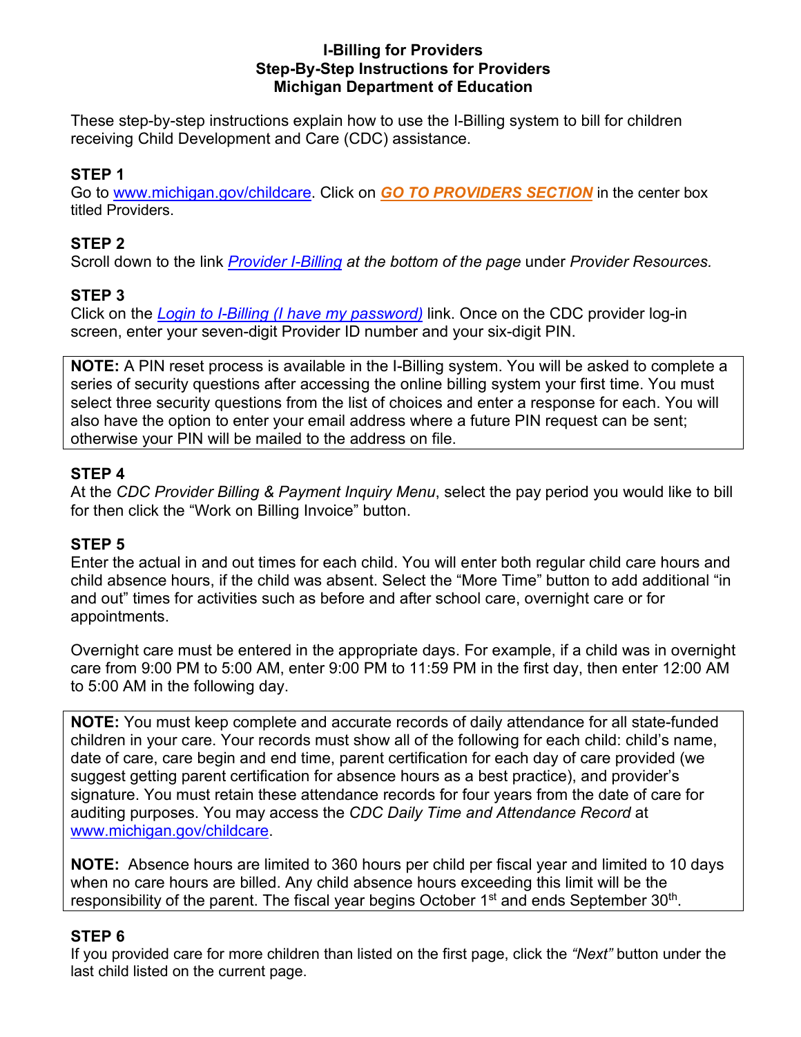# I-Billing for Providers
## Step-By-Step Instructions for Providers
## Michigan Department of Education

These step-by-step instructions explain how to use the I-Billing system to bill for children receiving Child Development and Care (CDC) assistance.

### STEP 1

Go to www.michigan.gov/childcare. Click on ***GO TO PROVIDERS SECTION*** in the center box titled Providers.

### STEP 2

Scroll down to the link *Provider I-Billing at the bottom of the page* under *Provider Resources.*

### STEP 3

Click on the *Login to I-Billing (I have my password)* link. Once on the CDC provider log-in screen, enter your seven-digit Provider ID number and your six-digit PIN.

> **NOTE:** A PIN reset process is available in the I-Billing system. You will be asked to complete a series of security questions after accessing the online billing system your first time. You must select three security questions from the list of choices and enter a response for each. You will also have the option to enter your email address where a future PIN request can be sent; otherwise your PIN will be mailed to the address on file.

### STEP 4

At the *CDC Provider Billing & Payment Inquiry Menu*, select the pay period you would like to bill for then click the "Work on Billing Invoice" button.

### STEP 5

Enter the actual in and out times for each child. You will enter both regular child care hours and child absence hours, if the child was absent. Select the "More Time" button to add additional "in and out" times for activities such as before and after school care, overnight care or for appointments.

Overnight care must be entered in the appropriate days. For example, if a child was in overnight care from 9:00 PM to 5:00 AM, enter 9:00 PM to 11:59 PM in the first day, then enter 12:00 AM to 5:00 AM in the following day.

> **NOTE:** You must keep complete and accurate records of daily attendance for all state-funded children in your care. Your records must show all of the following for each child: child's name, date of care, care begin and end time, parent certification for each day of care provided (we suggest getting parent certification for absence hours as a best practice), and provider's signature. You must retain these attendance records for four years from the date of care for auditing purposes. You may access the *CDC Daily Time and Attendance Record* at www.michigan.gov/childcare.
>
> **NOTE:** Absence hours are limited to 360 hours per child per fiscal year and limited to 10 days when no care hours are billed. Any child absence hours exceeding this limit will be the responsibility of the parent. The fiscal year begins October 1st and ends September 30th.

### STEP 6

If you provided care for more children than listed on the first page, click the *"Next"* button under the last child listed on the current page.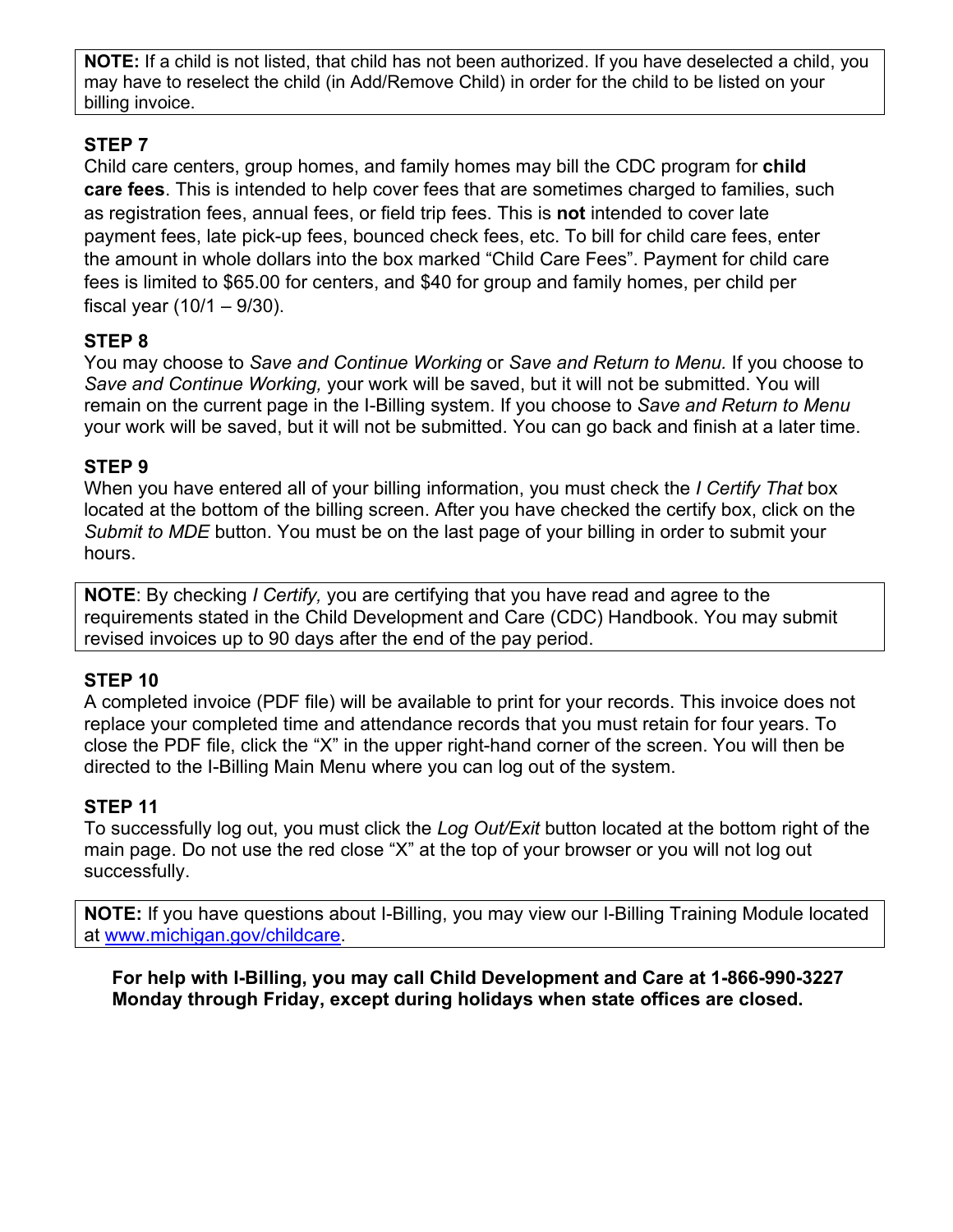**NOTE:** If a child is not listed, that child has not been authorized. If you have deselected a child, you may have to reselect the child (in Add/Remove Child) in order for the child to be listed on your billing invoice.

**STEP 7**

Child care centers, group homes, and family homes may bill the CDC program for **child care fees**. This is intended to help cover fees that are sometimes charged to families, such as registration fees, annual fees, or field trip fees. This is **not** intended to cover late payment fees, late pick-up fees, bounced check fees, etc. To bill for child care fees, enter the amount in whole dollars into the box marked "Child Care Fees". Payment for child care fees is limited to $65.00 for centers, and $40 for group and family homes, per child per fiscal year (10/1 – 9/30).

**STEP 8**

You may choose to *Save and Continue Working* or *Save and Return to Menu.* If you choose to *Save and Continue Working,* your work will be saved, but it will not be submitted. You will remain on the current page in the I-Billing system. If you choose to *Save and Return to Menu* your work will be saved, but it will not be submitted. You can go back and finish at a later time.

**STEP 9**

When you have entered all of your billing information, you must check the *I Certify That* box located at the bottom of the billing screen. After you have checked the certify box, click on the *Submit to MDE* button. You must be on the last page of your billing in order to submit your hours.

**NOTE**: By checking *I Certify,* you are certifying that you have read and agree to the requirements stated in the Child Development and Care (CDC) Handbook. You may submit revised invoices up to 90 days after the end of the pay period.

**STEP 10**

A completed invoice (PDF file) will be available to print for your records. This invoice does not replace your completed time and attendance records that you must retain for four years. To close the PDF file, click the "X" in the upper right-hand corner of the screen. You will then be directed to the I-Billing Main Menu where you can log out of the system.

**STEP 11**

To successfully log out, you must click the *Log Out/Exit* button located at the bottom right of the main page. Do not use the red close "X" at the top of your browser or you will not log out successfully.

**NOTE:** If you have questions about I-Billing, you may view our I-Billing Training Module located at www.michigan.gov/childcare.

**For help with I-Billing, you may call Child Development and Care at 1-866-990-3227 Monday through Friday, except during holidays when state offices are closed.**